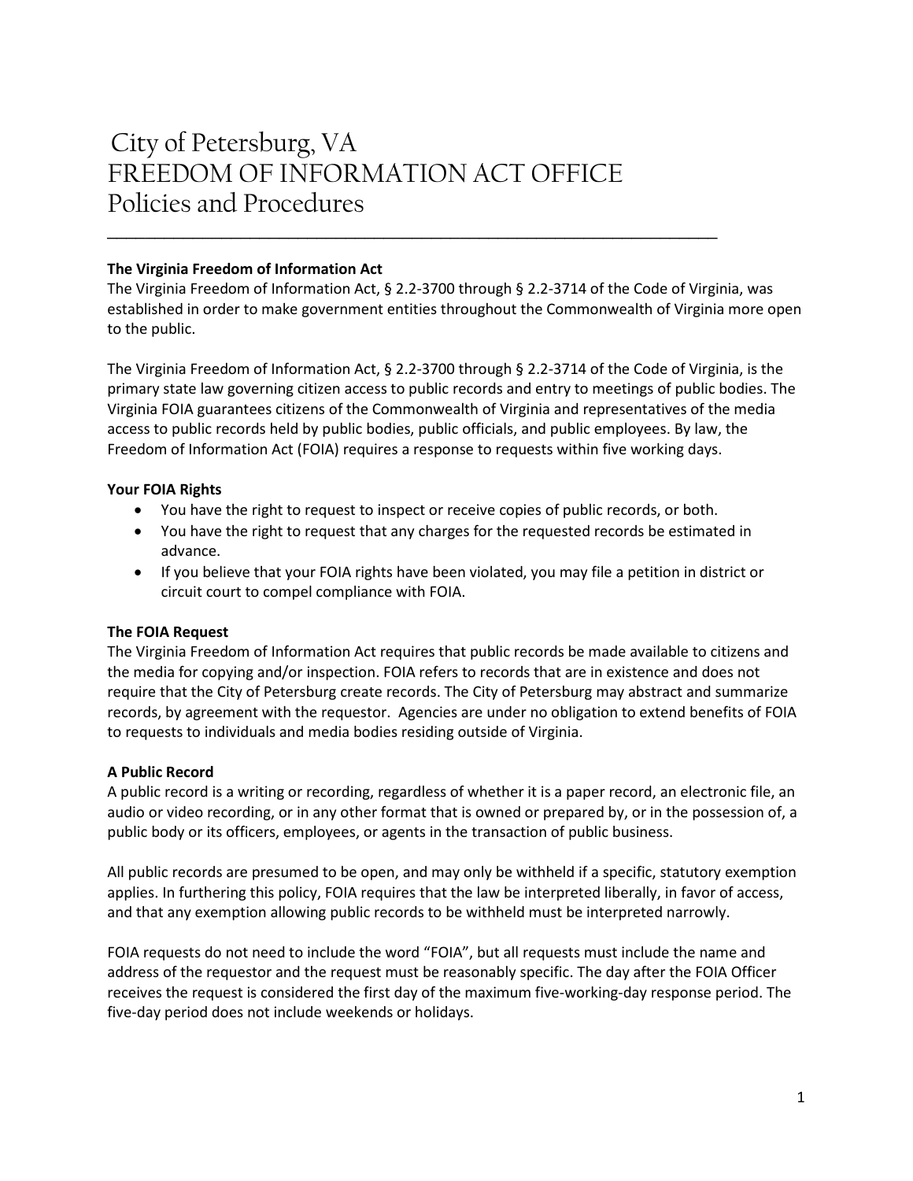# City of Petersburg, VA
# FREEDOM OF INFORMATION ACT OFFICE
# Policies and Procedures

---

**The Virginia Freedom of Information Act**

The Virginia Freedom of Information Act, § 2.2-3700 through § 2.2-3714 of the Code of Virginia, was established in order to make government entities throughout the Commonwealth of Virginia more open to the public.

The Virginia Freedom of Information Act, § 2.2-3700 through § 2.2-3714 of the Code of Virginia, is the primary state law governing citizen access to public records and entry to meetings of public bodies. The Virginia FOIA guarantees citizens of the Commonwealth of Virginia and representatives of the media access to public records held by public bodies, public officials, and public employees. By law, the Freedom of Information Act (FOIA) requires a response to requests within five working days.

**Your FOIA Rights**

- You have the right to request to inspect or receive copies of public records, or both.
- You have the right to request that any charges for the requested records be estimated in advance.
- If you believe that your FOIA rights have been violated, you may file a petition in district or circuit court to compel compliance with FOIA.

**The FOIA Request**

The Virginia Freedom of Information Act requires that public records be made available to citizens and the media for copying and/or inspection. FOIA refers to records that are in existence and does not require that the City of Petersburg create records. The City of Petersburg may abstract and summarize records, by agreement with the requestor. Agencies are under no obligation to extend benefits of FOIA to requests to individuals and media bodies residing outside of Virginia.

**A Public Record**

A public record is a writing or recording, regardless of whether it is a paper record, an electronic file, an audio or video recording, or in any other format that is owned or prepared by, or in the possession of, a public body or its officers, employees, or agents in the transaction of public business.

All public records are presumed to be open, and may only be withheld if a specific, statutory exemption applies. In furthering this policy, FOIA requires that the law be interpreted liberally, in favor of access, and that any exemption allowing public records to be withheld must be interpreted narrowly.

FOIA requests do not need to include the word "FOIA", but all requests must include the name and address of the requestor and the request must be reasonably specific. The day after the FOIA Officer receives the request is considered the first day of the maximum five-working-day response period. The five-day period does not include weekends or holidays.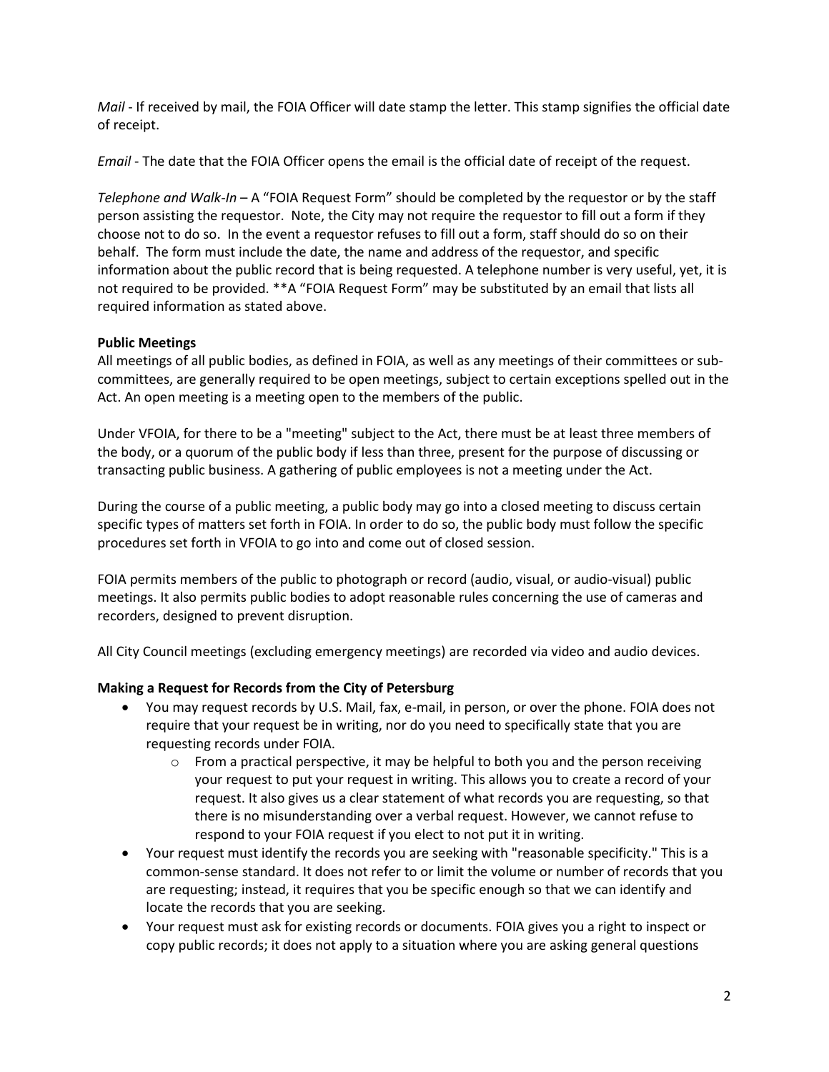*Mail* - If received by mail, the FOIA Officer will date stamp the letter. This stamp signifies the official date of receipt.

*Email* - The date that the FOIA Officer opens the email is the official date of receipt of the request.

*Telephone and Walk-In* – A "FOIA Request Form" should be completed by the requestor or by the staff person assisting the requestor. Note, the City may not require the requestor to fill out a form if they choose not to do so. In the event a requestor refuses to fill out a form, staff should do so on their behalf. The form must include the date, the name and address of the requestor, and specific information about the public record that is being requested. A telephone number is very useful, yet, it is not required to be provided. **A "FOIA Request Form" may be substituted by an email that lists all required information as stated above.

**Public Meetings**

All meetings of all public bodies, as defined in FOIA, as well as any meetings of their committees or sub-committees, are generally required to be open meetings, subject to certain exceptions spelled out in the Act. An open meeting is a meeting open to the members of the public.

Under VFOIA, for there to be a "meeting" subject to the Act, there must be at least three members of the body, or a quorum of the public body if less than three, present for the purpose of discussing or transacting public business. A gathering of public employees is not a meeting under the Act.

During the course of a public meeting, a public body may go into a closed meeting to discuss certain specific types of matters set forth in FOIA. In order to do so, the public body must follow the specific procedures set forth in VFOIA to go into and come out of closed session.

FOIA permits members of the public to photograph or record (audio, visual, or audio-visual) public meetings. It also permits public bodies to adopt reasonable rules concerning the use of cameras and recorders, designed to prevent disruption.

All City Council meetings (excluding emergency meetings) are recorded via video and audio devices.

**Making a Request for Records from the City of Petersburg**

- You may request records by U.S. Mail, fax, e-mail, in person, or over the phone. FOIA does not require that your request be in writing, nor do you need to specifically state that you are requesting records under FOIA.
  - From a practical perspective, it may be helpful to both you and the person receiving your request to put your request in writing. This allows you to create a record of your request. It also gives us a clear statement of what records you are requesting, so that there is no misunderstanding over a verbal request. However, we cannot refuse to respond to your FOIA request if you elect to not put it in writing.
- Your request must identify the records you are seeking with "reasonable specificity." This is a common-sense standard. It does not refer to or limit the volume or number of records that you are requesting; instead, it requires that you be specific enough so that we can identify and locate the records that you are seeking.
- Your request must ask for existing records or documents. FOIA gives you a right to inspect or copy public records; it does not apply to a situation where you are asking general questions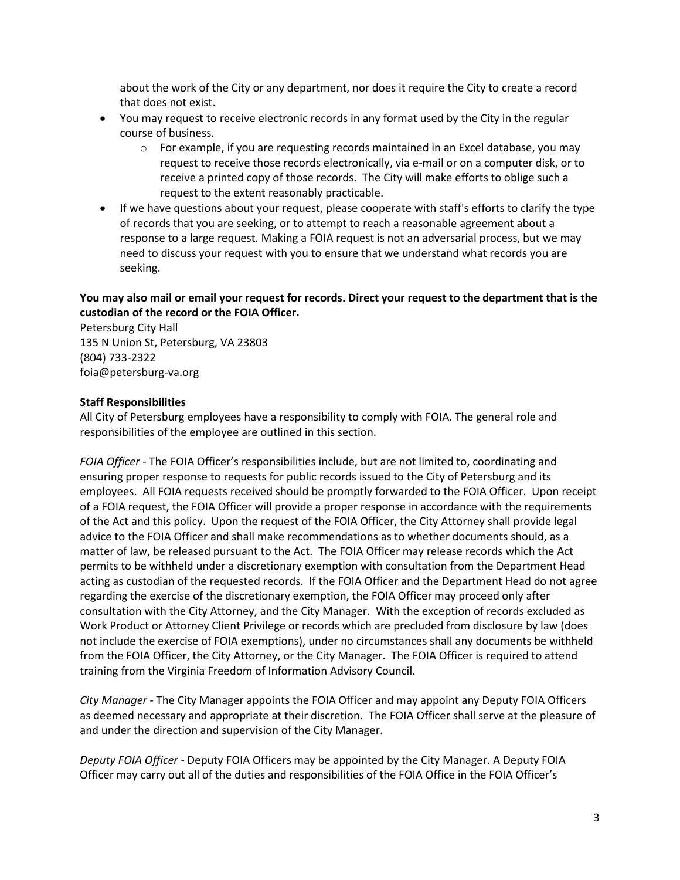about the work of the City or any department, nor does it require the City to create a record that does not exist.

- You may request to receive electronic records in any format used by the City in the regular course of business.
  - For example, if you are requesting records maintained in an Excel database, you may request to receive those records electronically, via e-mail or on a computer disk, or to receive a printed copy of those records. The City will make efforts to oblige such a request to the extent reasonably practicable.
- If we have questions about your request, please cooperate with staff's efforts to clarify the type of records that you are seeking, or to attempt to reach a reasonable agreement about a response to a large request. Making a FOIA request is not an adversarial process, but we may need to discuss your request with you to ensure that we understand what records you are seeking.

**You may also mail or email your request for records. Direct your request to the department that is the custodian of the record or the FOIA Officer.**

Petersburg City Hall
135 N Union St, Petersburg, VA 23803
(804) 733-2322
foia@petersburg-va.org

**Staff Responsibilities**

All City of Petersburg employees have a responsibility to comply with FOIA. The general role and responsibilities of the employee are outlined in this section.

*FOIA Officer* - The FOIA Officer's responsibilities include, but are not limited to, coordinating and ensuring proper response to requests for public records issued to the City of Petersburg and its employees. All FOIA requests received should be promptly forwarded to the FOIA Officer. Upon receipt of a FOIA request, the FOIA Officer will provide a proper response in accordance with the requirements of the Act and this policy. Upon the request of the FOIA Officer, the City Attorney shall provide legal advice to the FOIA Officer and shall make recommendations as to whether documents should, as a matter of law, be released pursuant to the Act. The FOIA Officer may release records which the Act permits to be withheld under a discretionary exemption with consultation from the Department Head acting as custodian of the requested records. If the FOIA Officer and the Department Head do not agree regarding the exercise of the discretionary exemption, the FOIA Officer may proceed only after consultation with the City Attorney, and the City Manager. With the exception of records excluded as Work Product or Attorney Client Privilege or records which are precluded from disclosure by law (does not include the exercise of FOIA exemptions), under no circumstances shall any documents be withheld from the FOIA Officer, the City Attorney, or the City Manager. The FOIA Officer is required to attend training from the Virginia Freedom of Information Advisory Council.

*City Manager* - The City Manager appoints the FOIA Officer and may appoint any Deputy FOIA Officers as deemed necessary and appropriate at their discretion. The FOIA Officer shall serve at the pleasure of and under the direction and supervision of the City Manager.

*Deputy FOIA Officer* - Deputy FOIA Officers may be appointed by the City Manager. A Deputy FOIA Officer may carry out all of the duties and responsibilities of the FOIA Office in the FOIA Officer's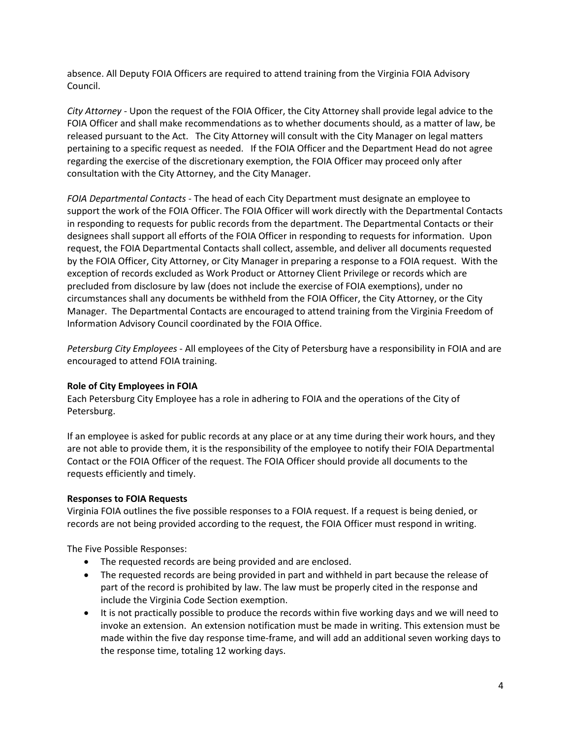absence. All Deputy FOIA Officers are required to attend training from the Virginia FOIA Advisory Council.

*City Attorney* - Upon the request of the FOIA Officer, the City Attorney shall provide legal advice to the FOIA Officer and shall make recommendations as to whether documents should, as a matter of law, be released pursuant to the Act. The City Attorney will consult with the City Manager on legal matters pertaining to a specific request as needed. If the FOIA Officer and the Department Head do not agree regarding the exercise of the discretionary exemption, the FOIA Officer may proceed only after consultation with the City Attorney, and the City Manager.

*FOIA Departmental Contacts* - The head of each City Department must designate an employee to support the work of the FOIA Officer. The FOIA Officer will work directly with the Departmental Contacts in responding to requests for public records from the department. The Departmental Contacts or their designees shall support all efforts of the FOIA Officer in responding to requests for information. Upon request, the FOIA Departmental Contacts shall collect, assemble, and deliver all documents requested by the FOIA Officer, City Attorney, or City Manager in preparing a response to a FOIA request. With the exception of records excluded as Work Product or Attorney Client Privilege or records which are precluded from disclosure by law (does not include the exercise of FOIA exemptions), under no circumstances shall any documents be withheld from the FOIA Officer, the City Attorney, or the City Manager. The Departmental Contacts are encouraged to attend training from the Virginia Freedom of Information Advisory Council coordinated by the FOIA Office.

*Petersburg City Employees* - All employees of the City of Petersburg have a responsibility in FOIA and are encouraged to attend FOIA training.

**Role of City Employees in FOIA**

Each Petersburg City Employee has a role in adhering to FOIA and the operations of the City of Petersburg.

If an employee is asked for public records at any place or at any time during their work hours, and they are not able to provide them, it is the responsibility of the employee to notify their FOIA Departmental Contact or the FOIA Officer of the request. The FOIA Officer should provide all documents to the requests efficiently and timely.

**Responses to FOIA Requests**

Virginia FOIA outlines the five possible responses to a FOIA request. If a request is being denied, or records are not being provided according to the request, the FOIA Officer must respond in writing.

The Five Possible Responses:

- The requested records are being provided and are enclosed.
- The requested records are being provided in part and withheld in part because the release of part of the record is prohibited by law. The law must be properly cited in the response and include the Virginia Code Section exemption.
- It is not practically possible to produce the records within five working days and we will need to invoke an extension. An extension notification must be made in writing. This extension must be made within the five day response time-frame, and will add an additional seven working days to the response time, totaling 12 working days.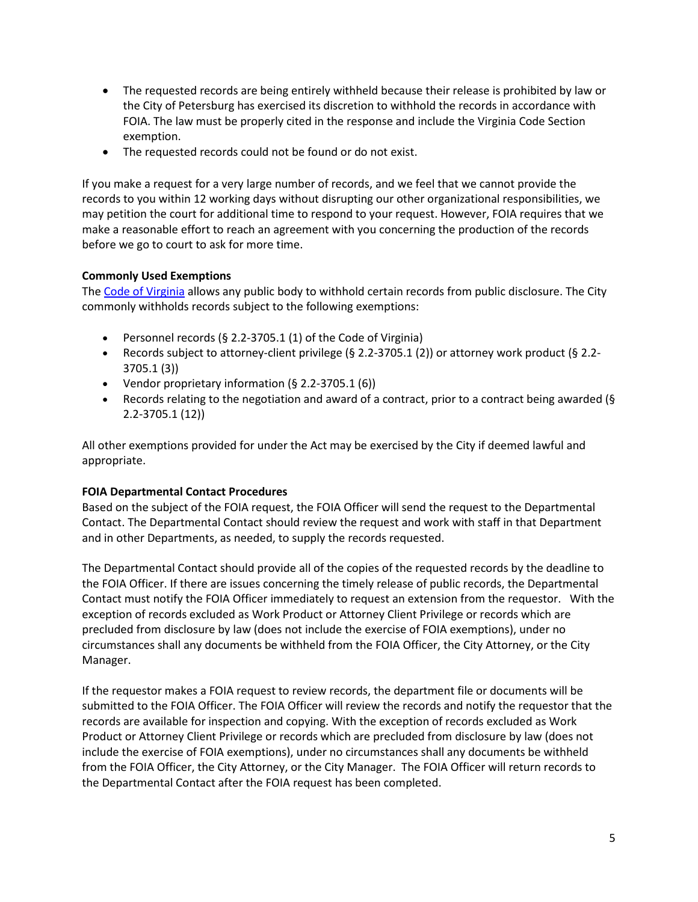- The requested records are being entirely withheld because their release is prohibited by law or the City of Petersburg has exercised its discretion to withhold the records in accordance with FOIA. The law must be properly cited in the response and include the Virginia Code Section exemption.
- The requested records could not be found or do not exist.

If you make a request for a very large number of records, and we feel that we cannot provide the records to you within 12 working days without disrupting our other organizational responsibilities, we may petition the court for additional time to respond to your request. However, FOIA requires that we make a reasonable effort to reach an agreement with you concerning the production of the records before we go to court to ask for more time.

**Commonly Used Exemptions**

The Code of Virginia allows any public body to withhold certain records from public disclosure. The City commonly withholds records subject to the following exemptions:

- Personnel records (§ 2.2-3705.1 (1) of the Code of Virginia)
- Records subject to attorney-client privilege (§ 2.2-3705.1 (2)) or attorney work product (§ 2.2-3705.1 (3))
- Vendor proprietary information (§ 2.2-3705.1 (6))
- Records relating to the negotiation and award of a contract, prior to a contract being awarded (§ 2.2-3705.1 (12))

All other exemptions provided for under the Act may be exercised by the City if deemed lawful and appropriate.

**FOIA Departmental Contact Procedures**

Based on the subject of the FOIA request, the FOIA Officer will send the request to the Departmental Contact. The Departmental Contact should review the request and work with staff in that Department and in other Departments, as needed, to supply the records requested.

The Departmental Contact should provide all of the copies of the requested records by the deadline to the FOIA Officer. If there are issues concerning the timely release of public records, the Departmental Contact must notify the FOIA Officer immediately to request an extension from the requestor. With the exception of records excluded as Work Product or Attorney Client Privilege or records which are precluded from disclosure by law (does not include the exercise of FOIA exemptions), under no circumstances shall any documents be withheld from the FOIA Officer, the City Attorney, or the City Manager.

If the requestor makes a FOIA request to review records, the department file or documents will be submitted to the FOIA Officer. The FOIA Officer will review the records and notify the requestor that the records are available for inspection and copying. With the exception of records excluded as Work Product or Attorney Client Privilege or records which are precluded from disclosure by law (does not include the exercise of FOIA exemptions), under no circumstances shall any documents be withheld from the FOIA Officer, the City Attorney, or the City Manager. The FOIA Officer will return records to the Departmental Contact after the FOIA request has been completed.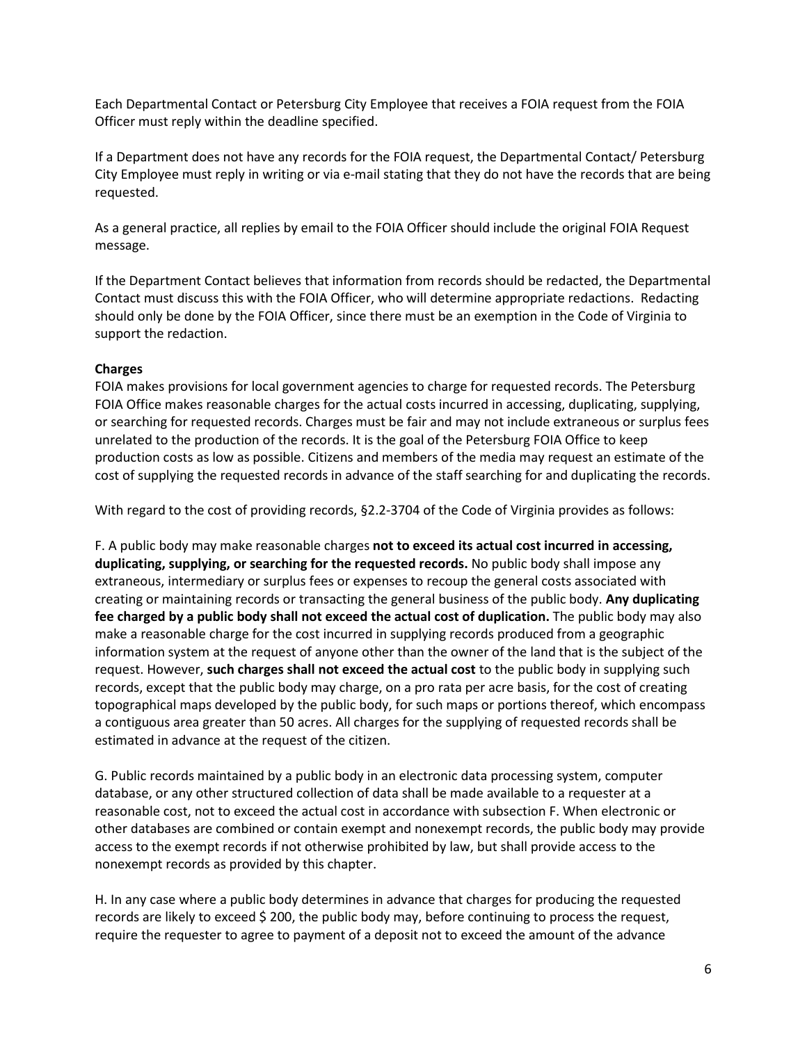Each Departmental Contact or Petersburg City Employee that receives a FOIA request from the FOIA Officer must reply within the deadline specified.

If a Department does not have any records for the FOIA request, the Departmental Contact/ Petersburg City Employee must reply in writing or via e-mail stating that they do not have the records that are being requested.

As a general practice, all replies by email to the FOIA Officer should include the original FOIA Request message.

If the Department Contact believes that information from records should be redacted, the Departmental Contact must discuss this with the FOIA Officer, who will determine appropriate redactions. Redacting should only be done by the FOIA Officer, since there must be an exemption in the Code of Virginia to support the redaction.

**Charges**

FOIA makes provisions for local government agencies to charge for requested records. The Petersburg FOIA Office makes reasonable charges for the actual costs incurred in accessing, duplicating, supplying, or searching for requested records. Charges must be fair and may not include extraneous or surplus fees unrelated to the production of the records. It is the goal of the Petersburg FOIA Office to keep production costs as low as possible. Citizens and members of the media may request an estimate of the cost of supplying the requested records in advance of the staff searching for and duplicating the records.

With regard to the cost of providing records, §2.2-3704 of the Code of Virginia provides as follows:

F. A public body may make reasonable charges **not to exceed its actual cost incurred in accessing, duplicating, supplying, or searching for the requested records.** No public body shall impose any extraneous, intermediary or surplus fees or expenses to recoup the general costs associated with creating or maintaining records or transacting the general business of the public body. **Any duplicating fee charged by a public body shall not exceed the actual cost of duplication.** The public body may also make a reasonable charge for the cost incurred in supplying records produced from a geographic information system at the request of anyone other than the owner of the land that is the subject of the request. However, **such charges shall not exceed the actual cost** to the public body in supplying such records, except that the public body may charge, on a pro rata per acre basis, for the cost of creating topographical maps developed by the public body, for such maps or portions thereof, which encompass a contiguous area greater than 50 acres. All charges for the supplying of requested records shall be estimated in advance at the request of the citizen.

G. Public records maintained by a public body in an electronic data processing system, computer database, or any other structured collection of data shall be made available to a requester at a reasonable cost, not to exceed the actual cost in accordance with subsection F. When electronic or other databases are combined or contain exempt and nonexempt records, the public body may provide access to the exempt records if not otherwise prohibited by law, but shall provide access to the nonexempt records as provided by this chapter.

H. In any case where a public body determines in advance that charges for producing the requested records are likely to exceed $ 200, the public body may, before continuing to process the request, require the requester to agree to payment of a deposit not to exceed the amount of the advance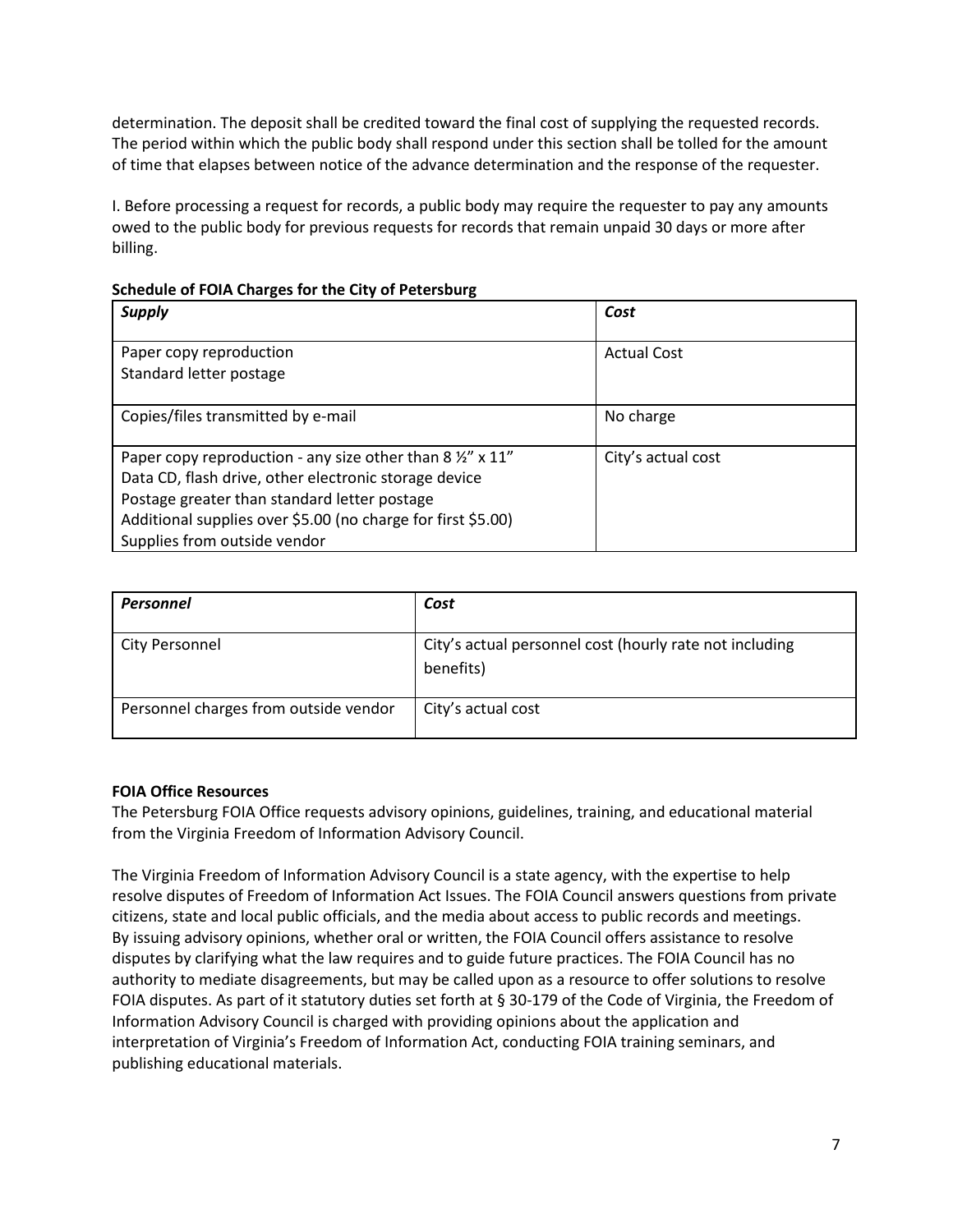determination. The deposit shall be credited toward the final cost of supplying the requested records. The period within which the public body shall respond under this section shall be tolled for the amount of time that elapses between notice of the advance determination and the response of the requester.

I. Before processing a request for records, a public body may require the requester to pay any amounts owed to the public body for previous requests for records that remain unpaid 30 days or more after billing.

**Schedule of FOIA Charges for the City of Petersburg**

| ***Supply*** | ***Cost*** |
|---|---|
| Paper copy reproduction<br>Standard letter postage | Actual Cost |
| Copies/files transmitted by e-mail | No charge |
| Paper copy reproduction - any size other than 8 ½" x 11"<br>Data CD, flash drive, other electronic storage device<br>Postage greater than standard letter postage<br>Additional supplies over $5.00 (no charge for first $5.00)<br>Supplies from outside vendor | City's actual cost |

| ***Personnel*** | ***Cost*** |
|---|---|
| City Personnel | City's actual personnel cost (hourly rate not including benefits) |
| Personnel charges from outside vendor | City's actual cost |

**FOIA Office Resources**

The Petersburg FOIA Office requests advisory opinions, guidelines, training, and educational material from the Virginia Freedom of Information Advisory Council.

The Virginia Freedom of Information Advisory Council is a state agency, with the expertise to help resolve disputes of Freedom of Information Act Issues. The FOIA Council answers questions from private citizens, state and local public officials, and the media about access to public records and meetings. By issuing advisory opinions, whether oral or written, the FOIA Council offers assistance to resolve disputes by clarifying what the law requires and to guide future practices. The FOIA Council has no authority to mediate disagreements, but may be called upon as a resource to offer solutions to resolve FOIA disputes. As part of it statutory duties set forth at § 30-179 of the Code of Virginia, the Freedom of Information Advisory Council is charged with providing opinions about the application and interpretation of Virginia's Freedom of Information Act, conducting FOIA training seminars, and publishing educational materials.